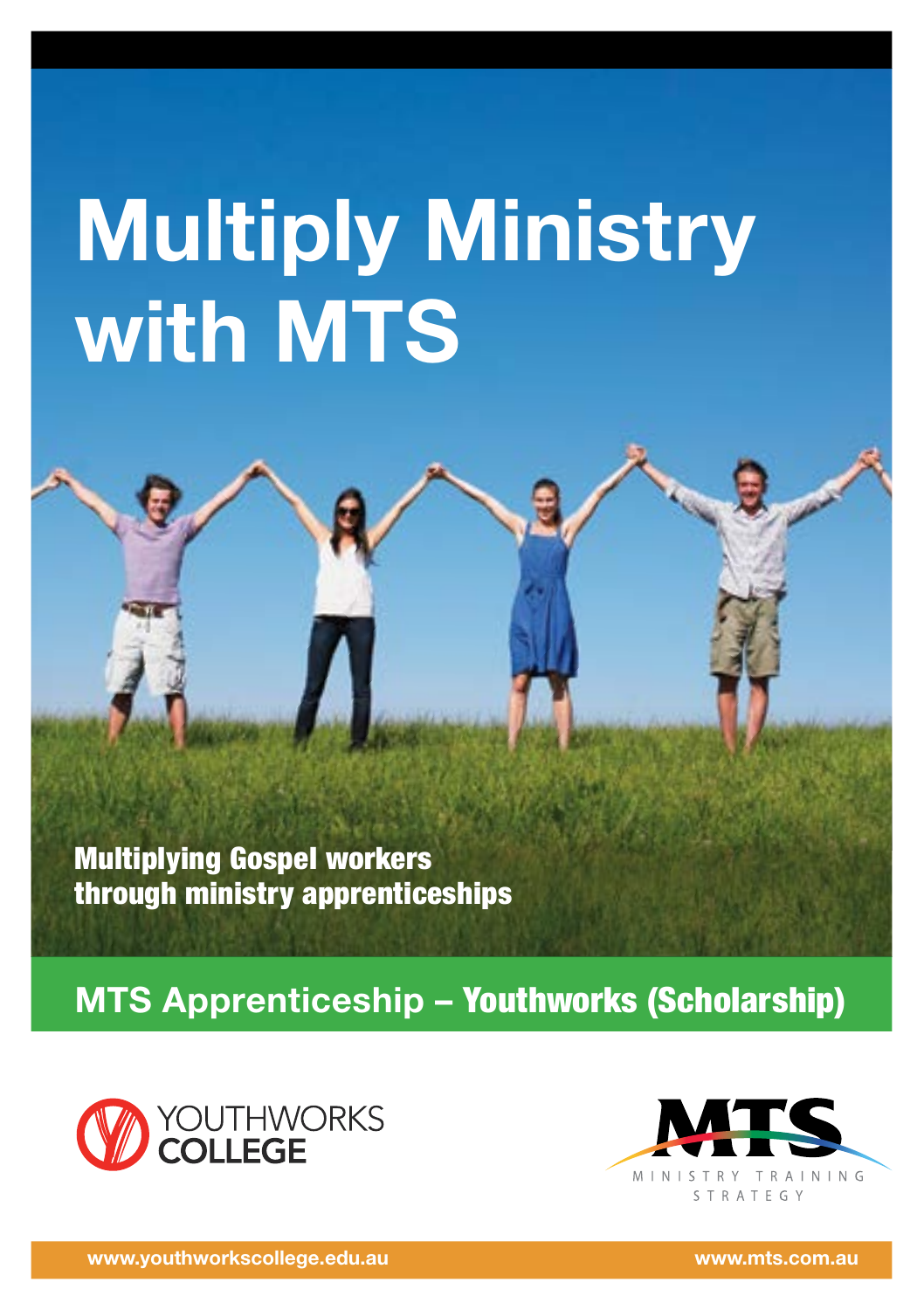# Multiply Ministry with MTS

**Multiplying Gospel workers through ministry apprenticeships**

## MTS Apprenticeship – Youthworks (Scholarship)

YOUTHWORKS COLLEGE

MTS MINISTRY TRAINING STRATEGY

www.youthworkscollege.edu.au www.mts.com.au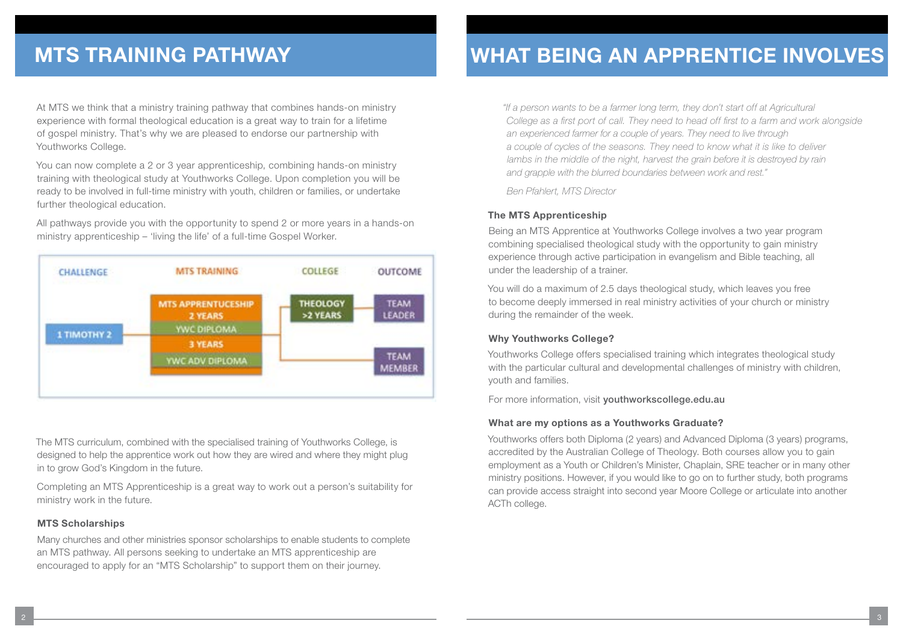## MTS TRAINING PATHWAY

At MTS we think that a ministry training pathway that combines hands-on ministry experience with formal theological education is a great way to train for a lifetime of gospel ministry. That's why we are pleased to endorse our partnership with Youthworks College.

You can now complete a 2 or 3 year apprenticeship, combining hands-on ministry training with theological study at Youthworks College. Upon completion you will be ready to be involved in full-time ministry with youth, children or families, or undertake further theological education.

All pathways provide you with the opportunity to spend 2 or more years in a hands-on ministry apprenticeship – 'living the life' of a full-time Gospel Worker.

| CHALLENGE | MTS TRAINING | COLLEGE | OUTCOME |
|---|---|---|---|
| 1 TIMOTHY 2 | MTS APPRENTUCESHIP 2 YEARS / YWC DIPLOMA | THEOLOGY >2 YEARS | TEAM LEADER |
| | 3 YEARS / YWC ADV DIPLOMA | | TEAM MEMBER |

The MTS curriculum, combined with the specialised training of Youthworks College, is designed to help the apprentice work out how they are wired and where they might plug in to grow God's Kingdom in the future.

Completing an MTS Apprenticeship is a great way to work out a person's suitability for ministry work in the future.

### MTS Scholarships

Many churches and other ministries sponsor scholarships to enable students to complete an MTS pathway. All persons seeking to undertake an MTS apprenticeship are encouraged to apply for an "MTS Scholarship" to support them on their journey.

## WHAT BEING AN APPRENTICE INVOLVES

*"If a person wants to be a farmer long term, they don't start off at Agricultural College as a first port of call. They need to head off first to a farm and work alongside an experienced farmer for a couple of years. They need to live through a couple of cycles of the seasons. They need to know what it is like to deliver lambs in the middle of the night, harvest the grain before it is destroyed by rain and grapple with the blurred boundaries between work and rest."*

*Ben Pfahlert, MTS Director*

### The MTS Apprenticeship

Being an MTS Apprentice at Youthworks College involves a two year program combining specialised theological study with the opportunity to gain ministry experience through active participation in evangelism and Bible teaching, all under the leadership of a trainer.

You will do a maximum of 2.5 days theological study, which leaves you free to become deeply immersed in real ministry activities of your church or ministry during the remainder of the week.

### Why Youthworks College?

Youthworks College offers specialised training which integrates theological study with the particular cultural and developmental challenges of ministry with children, youth and families.

For more information, visit **youthworkscollege.edu.au**

### What are my options as a Youthworks Graduate?

Youthworks offers both Diploma (2 years) and Advanced Diploma (3 years) programs, accredited by the Australian College of Theology. Both courses allow you to gain employment as a Youth or Children's Minister, Chaplain, SRE teacher or in many other ministry positions. However, if you would like to go on to further study, both programs can provide access straight into second year Moore College or articulate into another ACTh college.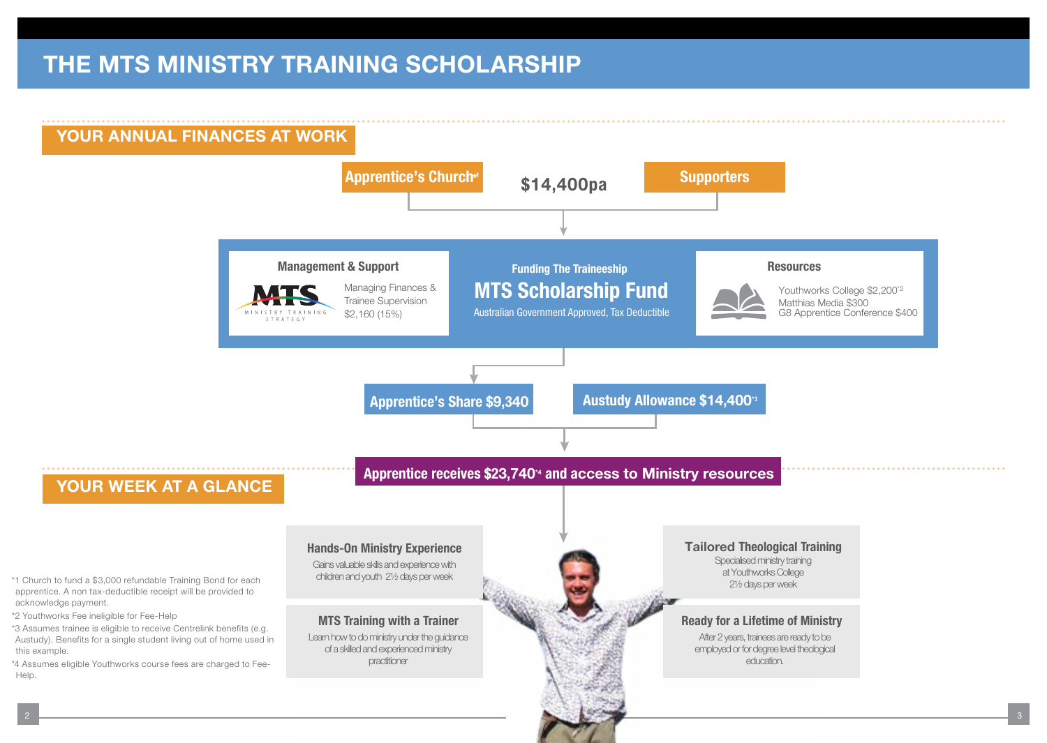# THE MTS MINISTRY TRAINING SCHOLARSHIP

## YOUR ANNUAL FINANCES AT WORK

**Apprentice's Church**[*1] — **$14,400pa** — **Supporters**

### Management & Support

MTS MINISTRY TRAINING STRATEGY

Managing Finances & Trainee Supervision $2,160 (15%)

### Funding The Traineeship

**MTS Scholarship Fund**

Australian Government Approved, Tax Deductible

### Resources

Youthworks College $2,200[*2]
Matthias Media $300
G8 Apprentice Conference $400

**Apprentice's Share $9,340**

**Austudy Allowance $14,400**[*3]

**Apprentice receives $23,740**[*4] **and access to Ministry resources**

## YOUR WEEK AT A GLANCE

### Hands-On Ministry Experience

Gains valuable skills and experience with children and youth 2½ days per week

### MTS Training with a Trainer

Learn how to do ministry under the guidance of a skilled and experienced ministry practitioner

### Tailored Theological Training

Specialised ministry training at Youthworks College 2½ days per week

### Ready for a Lifetime of Ministry

After 2 years, trainees are ready to be employed or for degree level theological education.

*1 Church to fund a $3,000 refundable Training Bond for each apprentice. A non tax-deductible receipt will be provided to acknowledge payment.

*2 Youthworks Fee ineligible for Fee-Help

*3 Assumes trainee is eligible to receive Centrelink benefits (e.g. Austudy). Benefits for a single student living out of home used in this example.

*4 Assumes eligible Youthworks course fees are charged to Fee-Help.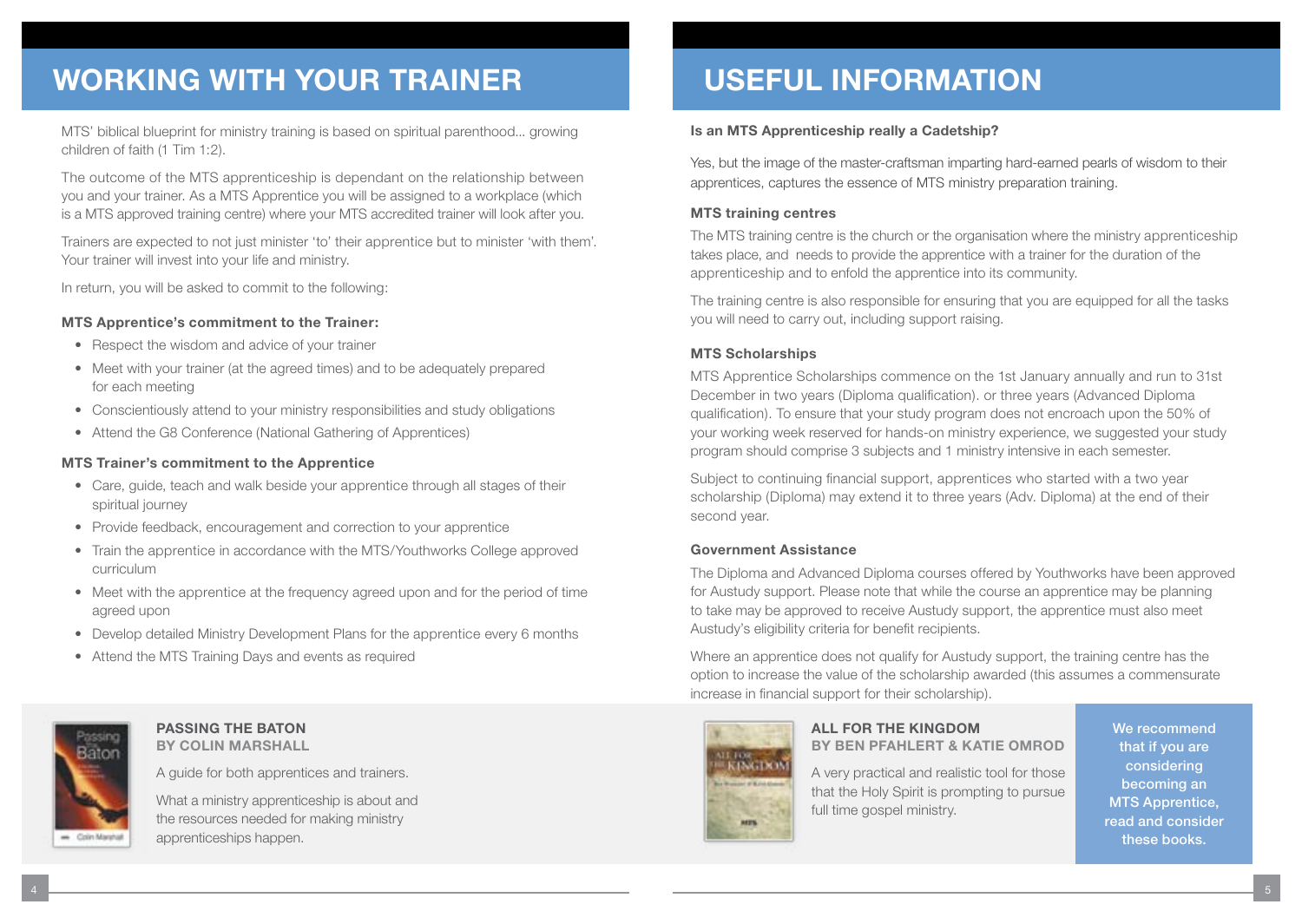# WORKING WITH YOUR TRAINER

MTS' biblical blueprint for ministry training is based on spiritual parenthood... growing children of faith (1 Tim 1:2).

The outcome of the MTS apprenticeship is dependant on the relationship between you and your trainer. As a MTS Apprentice you will be assigned to a workplace (which is a MTS approved training centre) where your MTS accredited trainer will look after you.

Trainers are expected to not just minister 'to' their apprentice but to minister 'with them'. Your trainer will invest into your life and ministry.

In return, you will be asked to commit to the following:

**MTS Apprentice's commitment to the Trainer:**

- Respect the wisdom and advice of your trainer
- Meet with your trainer (at the agreed times) and to be adequately prepared for each meeting
- Conscientiously attend to your ministry responsibilities and study obligations
- Attend the G8 Conference (National Gathering of Apprentices)

**MTS Trainer's commitment to the Apprentice**

- Care, guide, teach and walk beside your apprentice through all stages of their spiritual journey
- Provide feedback, encouragement and correction to your apprentice
- Train the apprentice in accordance with the MTS/Youthworks College approved curriculum
- Meet with the apprentice at the frequency agreed upon and for the period of time agreed upon
- Develop detailed Ministry Development Plans for the apprentice every 6 months
- Attend the MTS Training Days and events as required

**PASSING THE BATON**
**BY COLIN MARSHALL**

A guide for both apprentices and trainers.

What a ministry apprenticeship is about and the resources needed for making ministry apprenticeships happen.

# USEFUL INFORMATION

**Is an MTS Apprenticeship really a Cadetship?**

Yes, but the image of the master-craftsman imparting hard-earned pearls of wisdom to their apprentices, captures the essence of MTS ministry preparation training.

**MTS training centres**

The MTS training centre is the church or the organisation where the ministry apprenticeship takes place, and needs to provide the apprentice with a trainer for the duration of the apprenticeship and to enfold the apprentice into its community.

The training centre is also responsible for ensuring that you are equipped for all the tasks you will need to carry out, including support raising.

**MTS Scholarships**

MTS Apprentice Scholarships commence on the 1st January annually and run to 31st December in two years (Diploma qualification). or three years (Advanced Diploma qualification). To ensure that your study program does not encroach upon the 50% of your working week reserved for hands-on ministry experience, we suggested your study program should comprise 3 subjects and 1 ministry intensive in each semester.

Subject to continuing financial support, apprentices who started with a two year scholarship (Diploma) may extend it to three years (Adv. Diploma) at the end of their second year.

**Government Assistance**

The Diploma and Advanced Diploma courses offered by Youthworks have been approved for Austudy support. Please note that while the course an apprentice may be planning to take may be approved to receive Austudy support, the apprentice must also meet Austudy's eligibility criteria for benefit recipients.

Where an apprentice does not qualify for Austudy support, the training centre has the option to increase the value of the scholarship awarded (this assumes a commensurate increase in financial support for their scholarship).

**ALL FOR THE KINGDOM**
**BY BEN PFAHLERT & KATIE OMROD**

A very practical and realistic tool for those that the Holy Spirit is prompting to pursue full time gospel ministry.

**We recommend that if you are considering becoming an MTS Apprentice, read and consider these books.**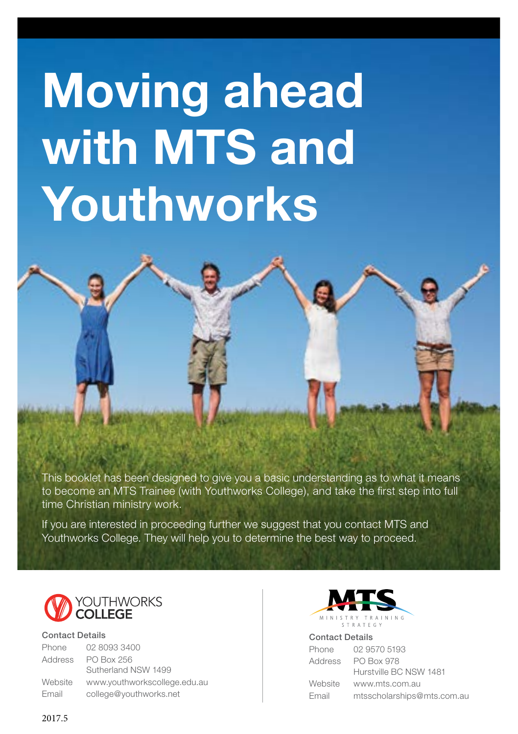# Moving ahead with MTS and Youthworks

This booklet has been designed to give you a basic understanding as to what it means to become an MTS Trainee (with Youthworks College), and take the first step into full time Christian ministry work.

If you are interested in proceeding further we suggest that you contact MTS and Youthworks College. They will help you to determine the best way to proceed.

YOUTHWORKS COLLEGE

**Contact Details**

| | |
|---|---|
| Phone | 02 8093 3400 |
| Address | PO Box 256<br>Sutherland NSW 1499 |
| Website | www.youthworkscollege.edu.au |
| Email | college@youthworks.net |

MTS MINISTRY TRAINING STRATEGY

**Contact Details**

| | |
|---|---|
| Phone | 02 9570 5193 |
| Address | PO Box 978<br>Hurstville BC NSW 1481 |
| Website | www.mts.com.au |
| Email | mtsscholarships@mts.com.au |

2017.5